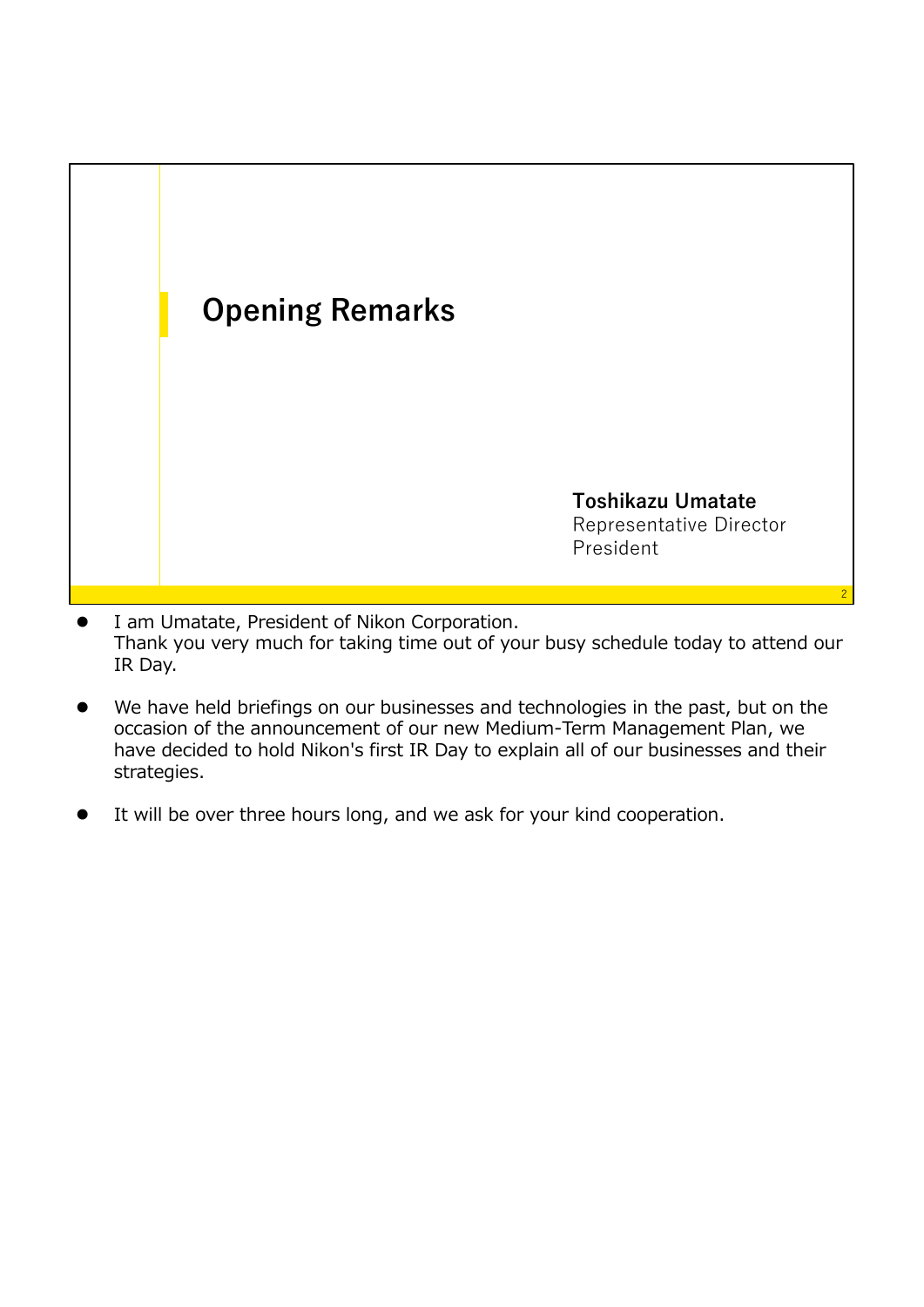# Opening Remarks

**Toshikazu Umatate**
Representative Director
President

- I am Umatate, President of Nikon Corporation.
  Thank you very much for taking time out of your busy schedule today to attend our IR Day.

- We have held briefings on our businesses and technologies in the past, but on the occasion of the announcement of our new Medium-Term Management Plan, we have decided to hold Nikon's first IR Day to explain all of our businesses and their strategies.

- It will be over three hours long, and we ask for your kind cooperation.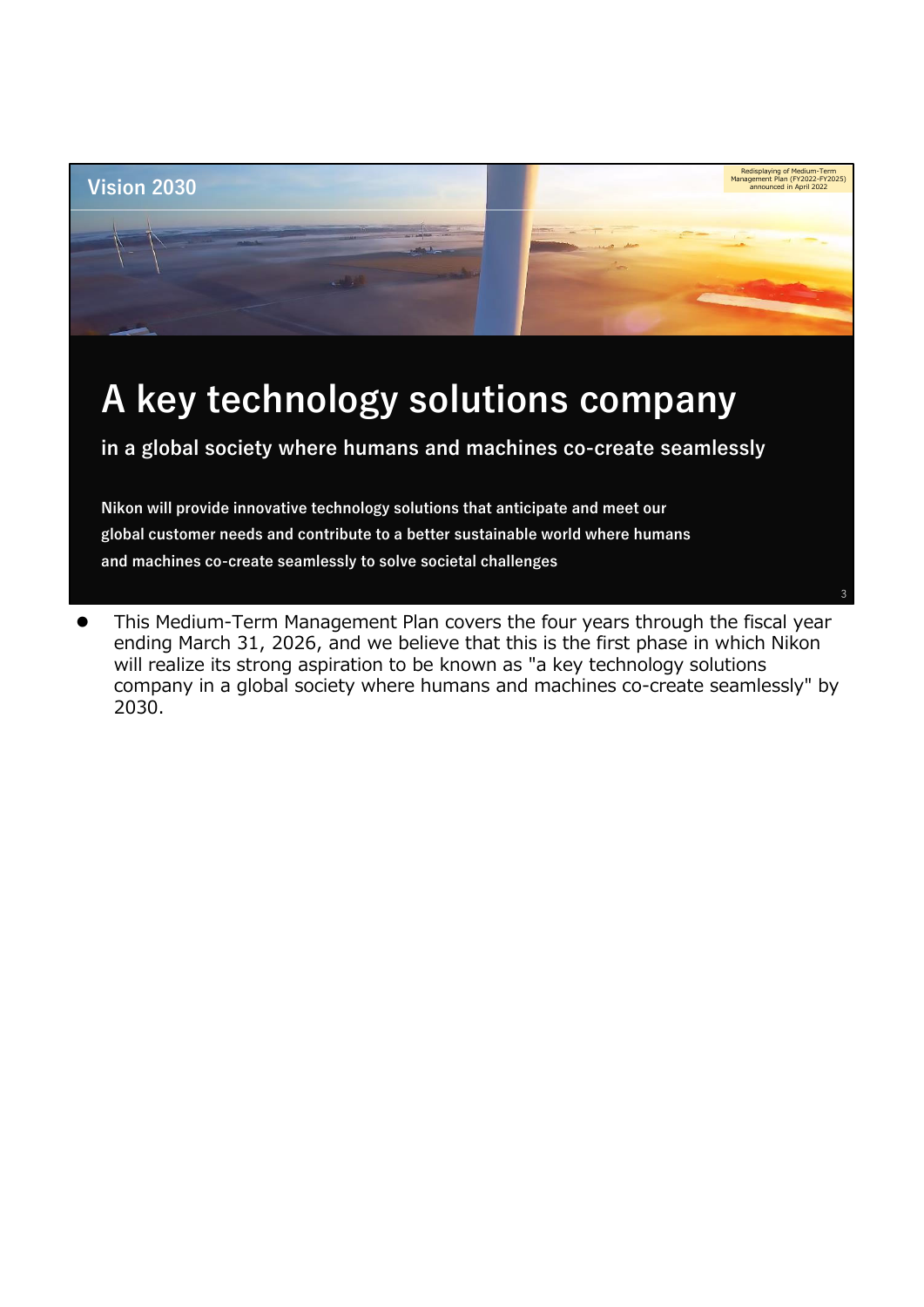## Vision 2030

Redisplaying of Medium-Term Management Plan (FY2022-FY2025) announced in April 2022

# A key technology solutions company

**in a global society where humans and machines co-create seamlessly**

**Nikon will provide innovative technology solutions that anticipate and meet our global customer needs and contribute to a better sustainable world where humans and machines co-create seamlessly to solve societal challenges**

- This Medium-Term Management Plan covers the four years through the fiscal year ending March 31, 2026, and we believe that this is the first phase in which Nikon will realize its strong aspiration to be known as "a key technology solutions company in a global society where humans and machines co-create seamlessly" by 2030.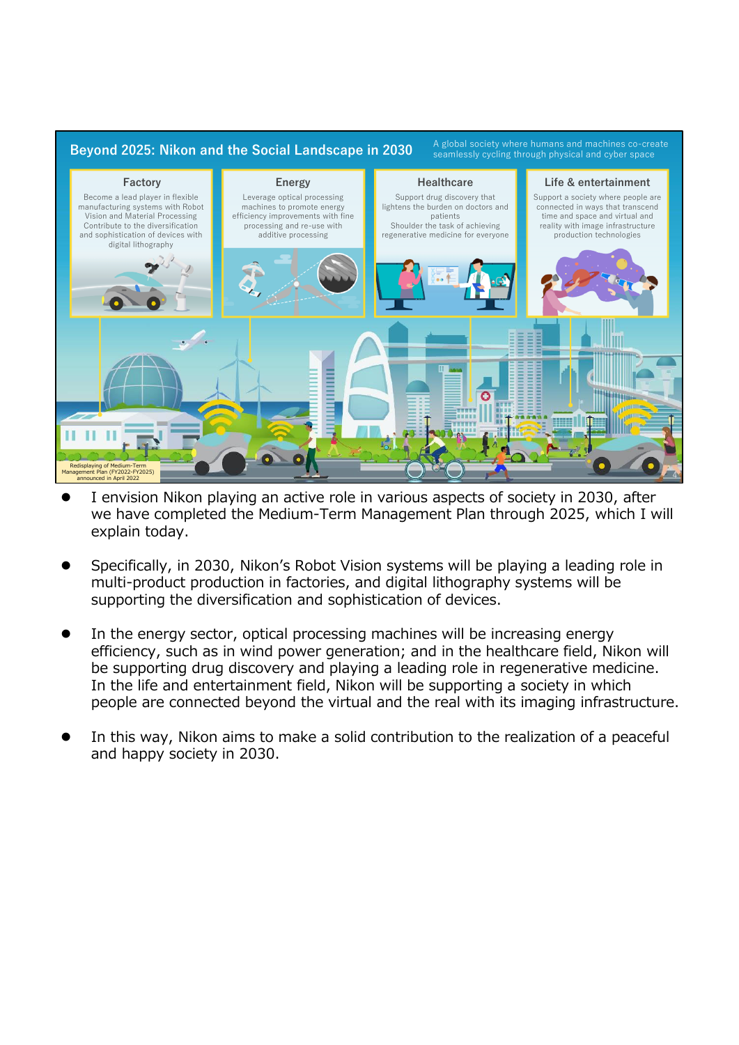## Beyond 2025: Nikon and the Social Landscape in 2030

A global society where humans and machines co-create seamlessly cycling through physical and cyber space

**Factory**
Become a lead player in flexible manufacturing systems with Robot Vision and Material Processing
Contribute to the diversification and sophistication of devices with digital lithography

**Energy**
Leverage optical processing machines to promote energy efficiency improvements with fine processing and re-use with additive processing

**Healthcare**
Support drug discovery that lightens the burden on doctors and patients
Shoulder the task of achieving regenerative medicine for everyone

**Life & entertainment**
Support a society where people are connected in ways that transcend time and space and virtual and reality with image infrastructure production technologies

Redisplaying of Medium-Term Management Plan (FY2022-FY2025) announced in April 2022

- I envision Nikon playing an active role in various aspects of society in 2030, after we have completed the Medium-Term Management Plan through 2025, which I will explain today.

- Specifically, in 2030, Nikon's Robot Vision systems will be playing a leading role in multi-product production in factories, and digital lithography systems will be supporting the diversification and sophistication of devices.

- In the energy sector, optical processing machines will be increasing energy efficiency, such as in wind power generation; and in the healthcare field, Nikon will be supporting drug discovery and playing a leading role in regenerative medicine. In the life and entertainment field, Nikon will be supporting a society in which people are connected beyond the virtual and the real with its imaging infrastructure.

- In this way, Nikon aims to make a solid contribution to the realization of a peaceful and happy society in 2030.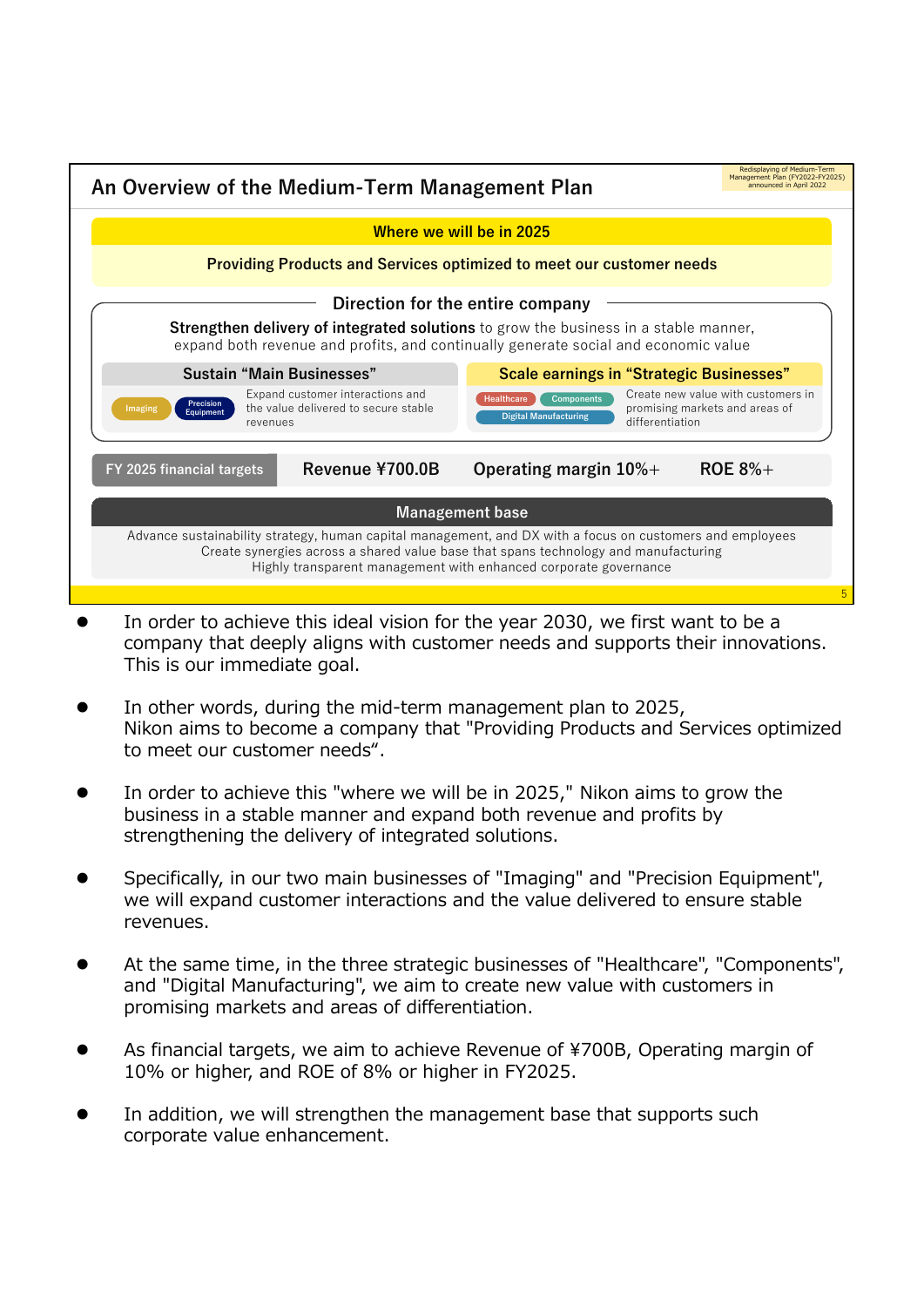## An Overview of the Medium-Term Management Plan

Redisplaying of Medium-Term Management Plan (FY2022-FY2025) announced in April 2022

**Where we will be in 2025**

**Providing Products and Services optimized to meet our customer needs**

**Direction for the entire company**

**Strengthen delivery of integrated solutions** to grow the business in a stable manner, expand both revenue and profits, and continually generate social and economic value

**Sustain "Main Businesses"**

Imaging | Precision Equipment

Expand customer interactions and the value delivered to secure stable revenues

**Scale earnings in "Strategic Businesses"**

Healthcare | Components | Digital Manufacturing

Create new value with customers in promising markets and areas of differentiation

| FY 2025 financial targets | Revenue ¥700.0B | Operating margin 10%+ | ROE 8%+ |
|---|---|---|---|

**Management base**

Advance sustainability strategy, human capital management, and DX with a focus on customers and employees
Create synergies across a shared value base that spans technology and manufacturing
Highly transparent management with enhanced corporate governance

- In order to achieve this ideal vision for the year 2030, we first want to be a company that deeply aligns with customer needs and supports their innovations. This is our immediate goal.
- In other words, during the mid-term management plan to 2025, Nikon aims to become a company that "Providing Products and Services optimized to meet our customer needs".
- In order to achieve this "where we will be in 2025," Nikon aims to grow the business in a stable manner and expand both revenue and profits by strengthening the delivery of integrated solutions.
- Specifically, in our two main businesses of "Imaging" and "Precision Equipment", we will expand customer interactions and the value delivered to ensure stable revenues.
- At the same time, in the three strategic businesses of "Healthcare", "Components", and "Digital Manufacturing", we aim to create new value with customers in promising markets and areas of differentiation.
- As financial targets, we aim to achieve Revenue of ¥700B, Operating margin of 10% or higher, and ROE of 8% or higher in FY2025.
- In addition, we will strengthen the management base that supports such corporate value enhancement.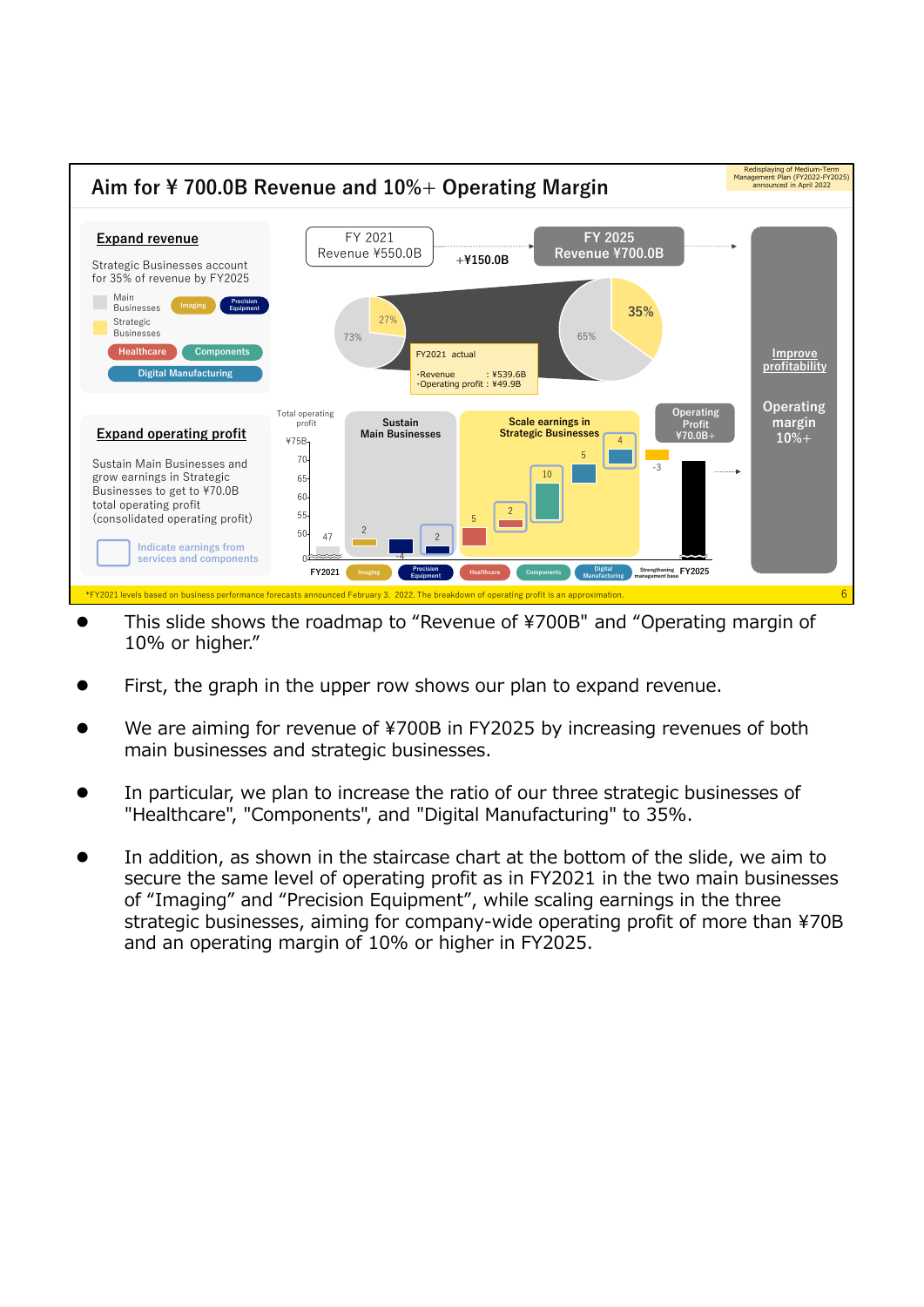## Aim for ¥ 700.0B Revenue and 10%+ Operating Margin

Redisplaying of Medium-Term Management Plan (FY2022-FY2025) announced in April 2022

**Expand revenue**

Strategic Businesses account for 35% of revenue by FY2025

- Main Businesses: Imaging, Precision Equipment
- Strategic Businesses: Healthcare, Components, Digital Manufacturing

FY 2021 Revenue ¥550.0B → +¥150.0B → FY 2025 Revenue ¥700.0B

FY2021: 73% / 27%; FY2025: 65% / 35%

FY2021 actual
- Revenue : ¥539.6B
- Operating profit : ¥49.9B

**Expand operating profit**

Sustain Main Businesses and grow earnings in Strategic Businesses to get to ¥70.0B total operating profit (consolidated operating profit)

Indicate earnings from services and components

Total operating profit: FY2021 47; Sustain Main Businesses: Imaging 2, Precision Equipment -4 (2); Scale earnings in Strategic Businesses: Healthcare 5 (2), Components 10, Digital Manufacturing 5 (4); Strengthening management base -3; FY2025 Operating Profit ¥70.0B+

Improve profitability

Operating margin 10%+

*FY2021 levels based on business performance forecasts announced February 3, 2022. The breakdown of operating profit is an approximation.

- This slide shows the roadmap to "Revenue of ¥700B" and "Operating margin of 10% or higher."
- First, the graph in the upper row shows our plan to expand revenue.
- We are aiming for revenue of ¥700B in FY2025 by increasing revenues of both main businesses and strategic businesses.
- In particular, we plan to increase the ratio of our three strategic businesses of "Healthcare", "Components", and "Digital Manufacturing" to 35%.
- In addition, as shown in the staircase chart at the bottom of the slide, we aim to secure the same level of operating profit as in FY2021 in the two main businesses of "Imaging" and "Precision Equipment", while scaling earnings in the three strategic businesses, aiming for company-wide operating profit of more than ¥70B and an operating margin of 10% or higher in FY2025.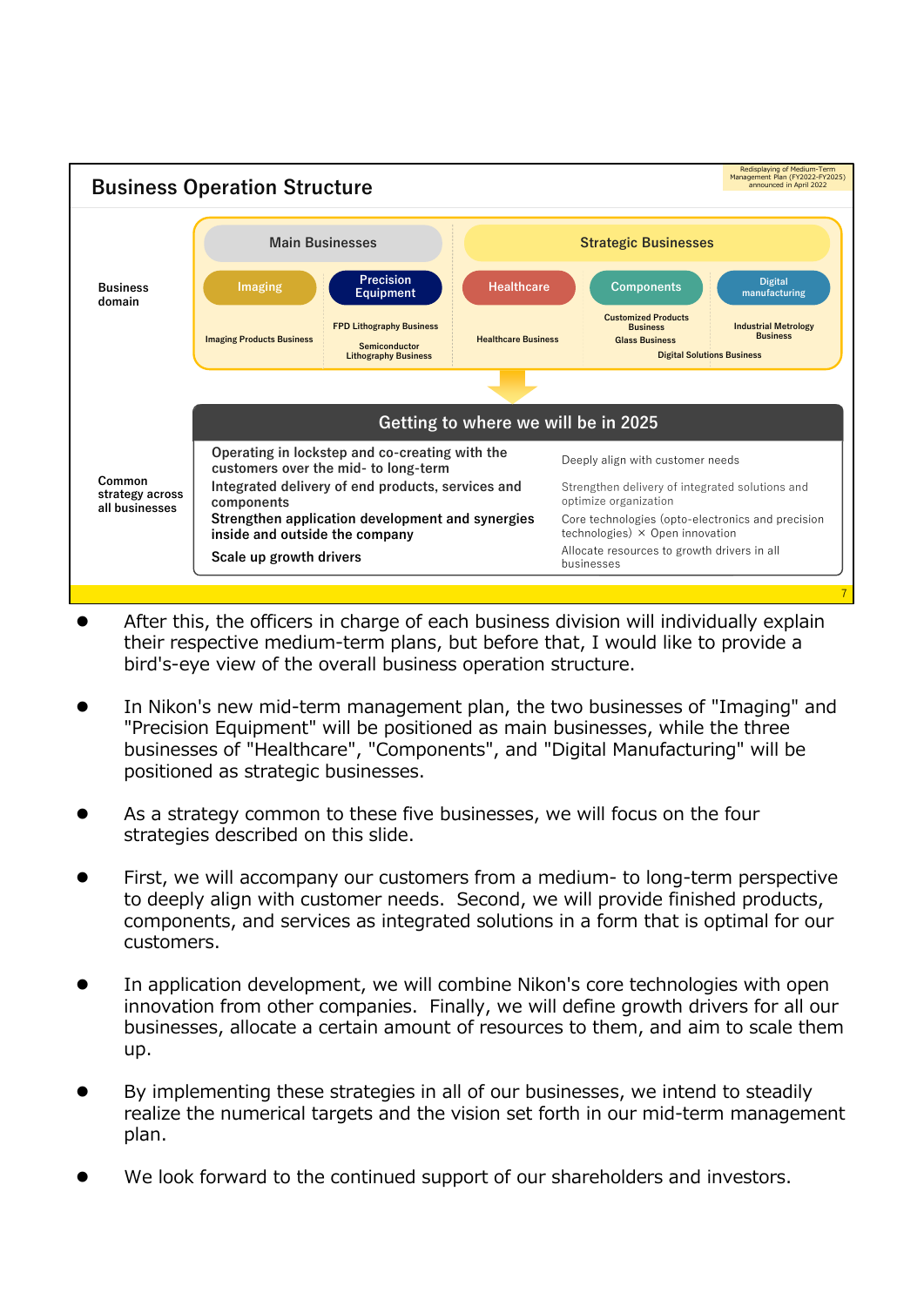## Business Operation Structure

Redisplaying of Medium-Term Management Plan (FY2022-FY2025) announced in April 2022

**Business domain**

| Main Businesses | | Strategic Businesses | | |
|---|---|---|---|---|
| Imaging | Precision Equipment | Healthcare | Components | Digital manufacturing |
| Imaging Products Business | FPD Lithography Business<br>Semiconductor Lithography Business | Healthcare Business | Customized Products Business<br>Glass Business | Industrial Metrology Business |
| | | | Digital Solutions Business | |

**Getting to where we will be in 2025**

**Common strategy across all businesses**

| | |
|---|---|
| Operating in lockstep and co-creating with the customers over the mid- to long-term | Deeply align with customer needs |
| Integrated delivery of end products, services and components | Strengthen delivery of integrated solutions and optimize organization |
| Strengthen application development and synergies inside and outside the company | Core technologies (opto-electronics and precision technologies) × Open innovation |
| Scale up growth drivers | Allocate resources to growth drivers in all businesses |

- After this, the officers in charge of each business division will individually explain their respective medium-term plans, but before that, I would like to provide a bird's-eye view of the overall business operation structure.
- In Nikon's new mid-term management plan, the two businesses of "Imaging" and "Precision Equipment" will be positioned as main businesses, while the three businesses of "Healthcare", "Components", and "Digital Manufacturing" will be positioned as strategic businesses.
- As a strategy common to these five businesses, we will focus on the four strategies described on this slide.
- First, we will accompany our customers from a medium- to long-term perspective to deeply align with customer needs. Second, we will provide finished products, components, and services as integrated solutions in a form that is optimal for our customers.
- In application development, we will combine Nikon's core technologies with open innovation from other companies. Finally, we will define growth drivers for all our businesses, allocate a certain amount of resources to them, and aim to scale them up.
- By implementing these strategies in all of our businesses, we intend to steadily realize the numerical targets and the vision set forth in our mid-term management plan.
- We look forward to the continued support of our shareholders and investors.